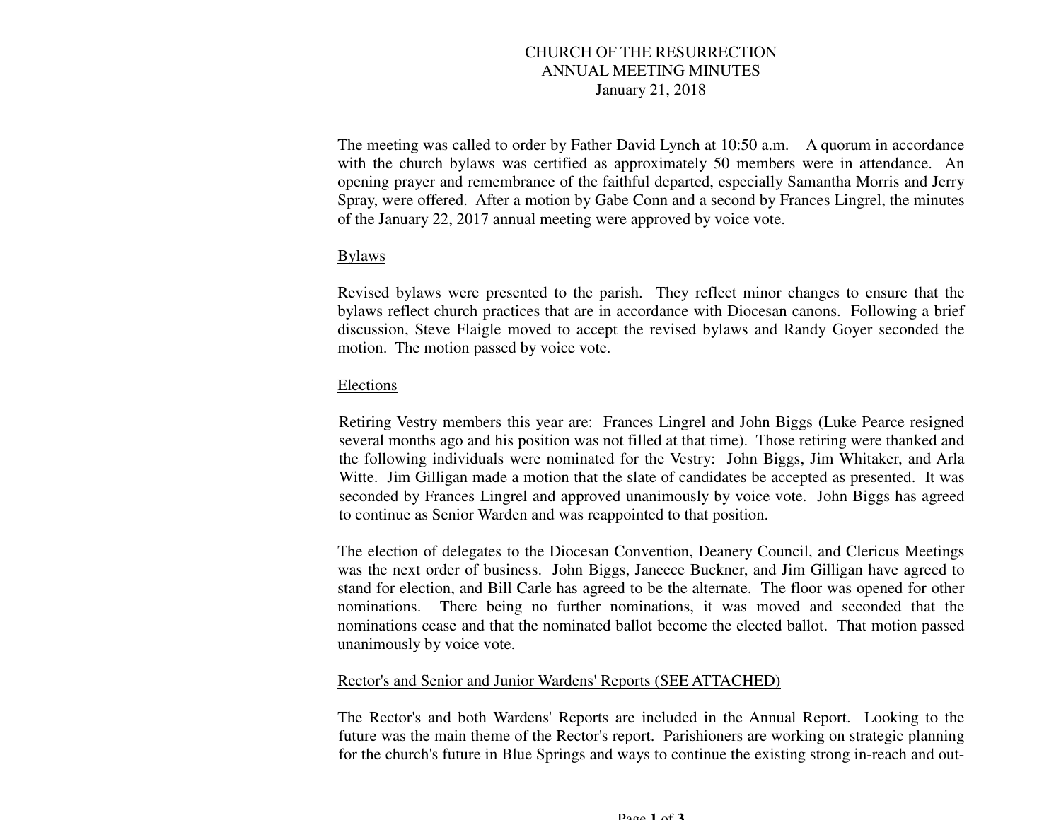# CHURCH OF THE RESURRECTION
## ANNUAL MEETING MINUTES
### January 21, 2018

The meeting was called to order by Father David Lynch at 10:50 a.m. A quorum in accordance with the church bylaws was certified as approximately 50 members were in attendance. An opening prayer and remembrance of the faithful departed, especially Samantha Morris and Jerry Spray, were offered. After a motion by Gabe Conn and a second by Frances Lingrel, the minutes of the January 22, 2017 annual meeting were approved by voice vote.

<u>Bylaws</u>

Revised bylaws were presented to the parish. They reflect minor changes to ensure that the bylaws reflect church practices that are in accordance with Diocesan canons. Following a brief discussion, Steve Flaigle moved to accept the revised bylaws and Randy Goyer seconded the motion. The motion passed by voice vote.

<u>Elections</u>

Retiring Vestry members this year are: Frances Lingrel and John Biggs (Luke Pearce resigned several months ago and his position was not filled at that time). Those retiring were thanked and the following individuals were nominated for the Vestry: John Biggs, Jim Whitaker, and Arla Witte. Jim Gilligan made a motion that the slate of candidates be accepted as presented. It was seconded by Frances Lingrel and approved unanimously by voice vote. John Biggs has agreed to continue as Senior Warden and was reappointed to that position.

The election of delegates to the Diocesan Convention, Deanery Council, and Clericus Meetings was the next order of business. John Biggs, Janeece Buckner, and Jim Gilligan have agreed to stand for election, and Bill Carle has agreed to be the alternate. The floor was opened for other nominations. There being no further nominations, it was moved and seconded that the nominations cease and that the nominated ballot become the elected ballot. That motion passed unanimously by voice vote.

<u>Rector's and Senior and Junior Wardens' Reports (SEE ATTACHED)</u>

The Rector's and both Wardens' Reports are included in the Annual Report. Looking to the future was the main theme of the Rector's report. Parishioners are working on strategic planning for the church's future in Blue Springs and ways to continue the existing strong in-reach and out-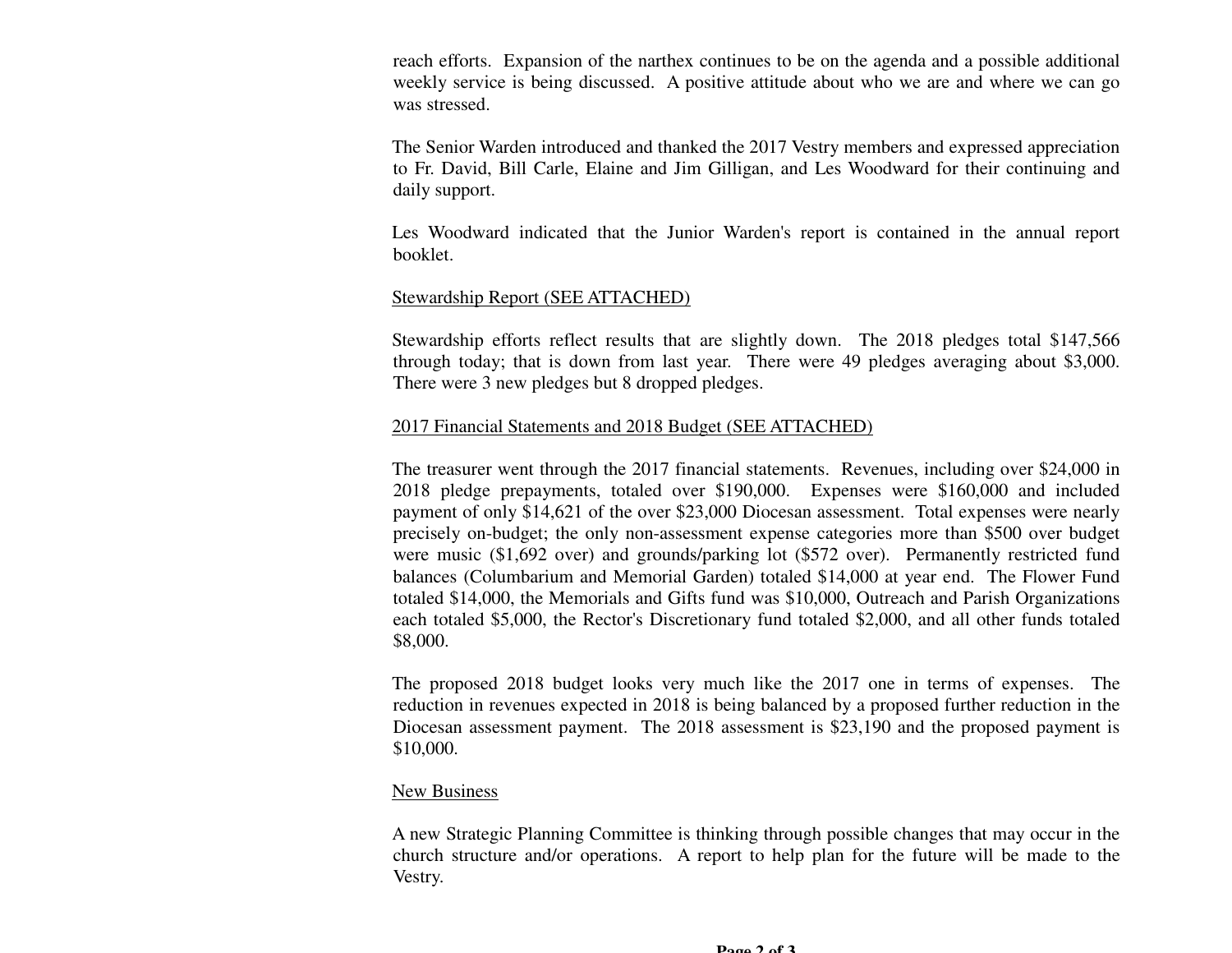reach efforts. Expansion of the narthex continues to be on the agenda and a possible additional weekly service is being discussed. A positive attitude about who we are and where we can go was stressed.

The Senior Warden introduced and thanked the 2017 Vestry members and expressed appreciation to Fr. David, Bill Carle, Elaine and Jim Gilligan, and Les Woodward for their continuing and daily support.

Les Woodward indicated that the Junior Warden's report is contained in the annual report booklet.

<u>Stewardship Report (SEE ATTACHED)</u>

Stewardship efforts reflect results that are slightly down. The 2018 pledges total $147,566 through today; that is down from last year. There were 49 pledges averaging about $3,000. There were 3 new pledges but 8 dropped pledges.

<u>2017 Financial Statements and 2018 Budget (SEE ATTACHED)</u>

The treasurer went through the 2017 financial statements. Revenues, including over $24,000 in 2018 pledge prepayments, totaled over $190,000. Expenses were $160,000 and included payment of only $14,621 of the over $23,000 Diocesan assessment. Total expenses were nearly precisely on-budget; the only non-assessment expense categories more than $500 over budget were music ($1,692 over) and grounds/parking lot ($572 over). Permanently restricted fund balances (Columbarium and Memorial Garden) totaled $14,000 at year end. The Flower Fund totaled $14,000, the Memorials and Gifts fund was $10,000, Outreach and Parish Organizations each totaled $5,000, the Rector's Discretionary fund totaled $2,000, and all other funds totaled $8,000.

The proposed 2018 budget looks very much like the 2017 one in terms of expenses. The reduction in revenues expected in 2018 is being balanced by a proposed further reduction in the Diocesan assessment payment. The 2018 assessment is $23,190 and the proposed payment is $10,000.

<u>New Business</u>

A new Strategic Planning Committee is thinking through possible changes that may occur in the church structure and/or operations. A report to help plan for the future will be made to the Vestry.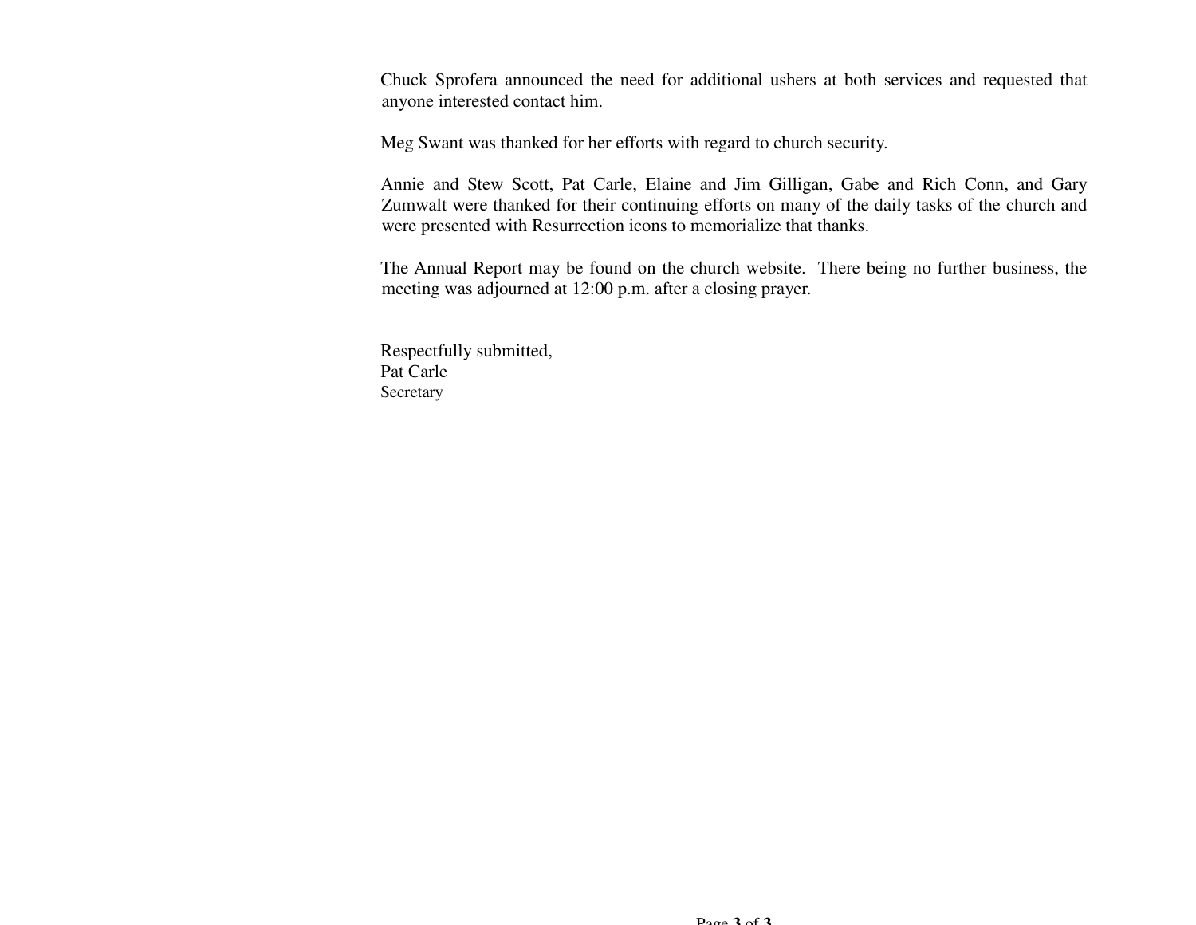Chuck Sprofera announced the need for additional ushers at both services and requested that anyone interested contact him.

Meg Swant was thanked for her efforts with regard to church security.

Annie and Stew Scott, Pat Carle, Elaine and Jim Gilligan, Gabe and Rich Conn, and Gary Zumwalt were thanked for their continuing efforts on many of the daily tasks of the church and were presented with Resurrection icons to memorialize that thanks.

The Annual Report may be found on the church website. There being no further business, the meeting was adjourned at 12:00 p.m. after a closing prayer.

Respectfully submitted,
Pat Carle
Secretary